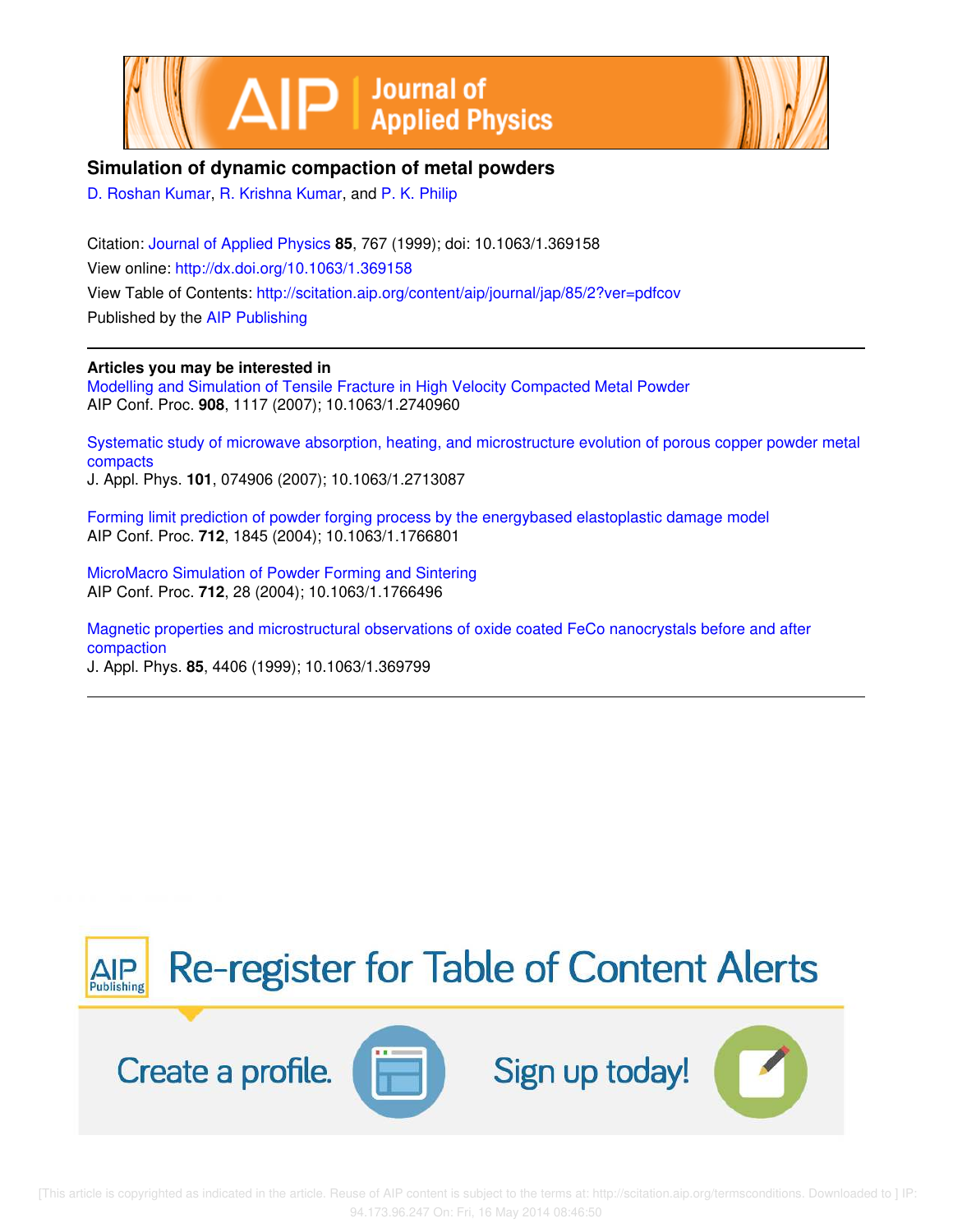# Simulation of dynamic compaction of metal powders

D. Roshan Kumar, R. Krishna Kumar, and P. K. Philip

Citation: Journal of Applied Physics **85**, 767 (1999); doi: 10.1063/1.369158

View online: http://dx.doi.org/10.1063/1.369158

View Table of Contents: http://scitation.aip.org/content/aip/journal/jap/85/2?ver=pdfcov

Published by the AIP Publishing

---

**Articles you may be interested in**

Modelling and Simulation of Tensile Fracture in High Velocity Compacted Metal Powder
AIP Conf. Proc. **908**, 1117 (2007); 10.1063/1.2740960

Systematic study of microwave absorption, heating, and microstructure evolution of porous copper powder metal compacts
J. Appl. Phys. **101**, 074906 (2007); 10.1063/1.2713087

Forming limit prediction of powder forging process by the energybased elastoplastic damage model
AIP Conf. Proc. **712**, 1845 (2004); 10.1063/1.1766801

MicroMacro Simulation of Powder Forming and Sintering
AIP Conf. Proc. **712**, 28 (2004); 10.1063/1.1766496

Magnetic properties and microstructural observations of oxide coated FeCo nanocrystals before and after compaction
J. Appl. Phys. **85**, 4406 (1999); 10.1063/1.369799

---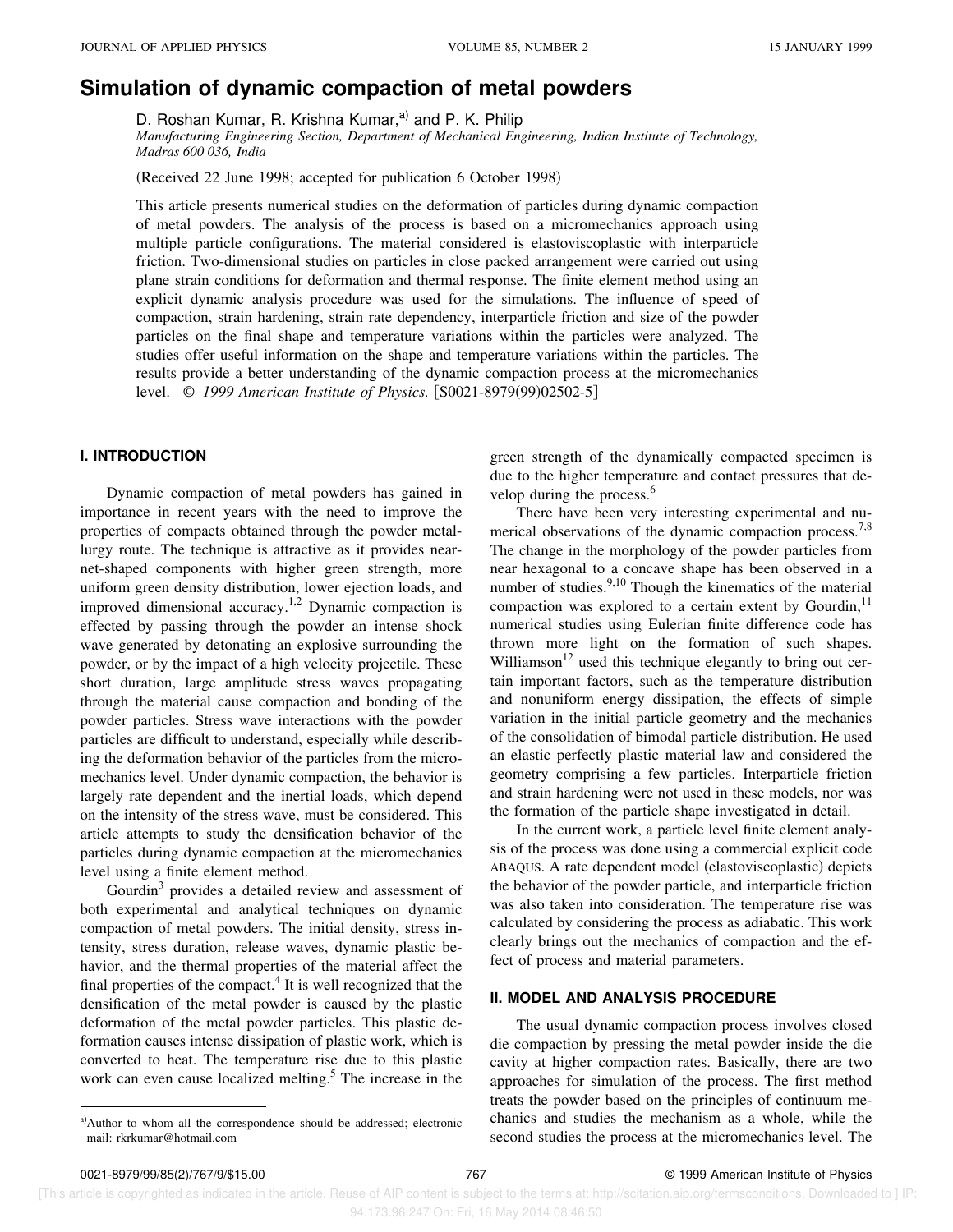# Simulation of dynamic compaction of metal powders

D. Roshan Kumar, R. Krishna Kumar,[a] and P. K. Philip

*Manufacturing Engineering Section, Department of Mechanical Engineering, Indian Institute of Technology, Madras 600 036, India*

(Received 22 June 1998; accepted for publication 6 October 1998)

This article presents numerical studies on the deformation of particles during dynamic compaction of metal powders. The analysis of the process is based on a micromechanics approach using multiple particle configurations. The material considered is elastoviscoplastic with interparticle friction. Two-dimensional studies on particles in close packed arrangement were carried out using plane strain conditions for deformation and thermal response. The finite element method using an explicit dynamic analysis procedure was used for the simulations. The influence of speed of compaction, strain hardening, strain rate dependency, interparticle friction and size of the powder particles on the final shape and temperature variations within the particles were analyzed. The studies offer useful information on the shape and temperature variations within the particles. The results provide a better understanding of the dynamic compaction process at the micromechanics level. © *1999 American Institute of Physics.* [S0021-8979(99)02502-5]

## I. INTRODUCTION

Dynamic compaction of metal powders has gained in importance in recent years with the need to improve the properties of compacts obtained through the powder metallurgy route. The technique is attractive as it provides near-net-shaped components with higher green strength, more uniform green density distribution, lower ejection loads, and improved dimensional accuracy.[1,2] Dynamic compaction is effected by passing through the powder an intense shock wave generated by detonating an explosive surrounding the powder, or by the impact of a high velocity projectile. These short duration, large amplitude stress waves propagating through the material cause compaction and bonding of the powder particles. Stress wave interactions with the powder particles are difficult to understand, especially while describing the deformation behavior of the particles from the micromechanics level. Under dynamic compaction, the behavior is largely rate dependent and the inertial loads, which depend on the intensity of the stress wave, must be considered. This article attempts to study the densification behavior of the particles during dynamic compaction at the micromechanics level using a finite element method.

Gourdin[3] provides a detailed review and assessment of both experimental and analytical techniques on dynamic compaction of metal powders. The initial density, stress intensity, stress duration, release waves, dynamic plastic behavior, and the thermal properties of the material affect the final properties of the compact.[4] It is well recognized that the densification of the metal powder is caused by the plastic deformation of the metal powder particles. This plastic deformation causes intense dissipation of plastic work, which is converted to heat. The temperature rise due to this plastic work can even cause localized melting.[5] The increase in the green strength of the dynamically compacted specimen is due to the higher temperature and contact pressures that develop during the process.[6]

There have been very interesting experimental and numerical observations of the dynamic compaction process.[7,8] The change in the morphology of the powder particles from near hexagonal to a concave shape has been observed in a number of studies.[9,10] Though the kinematics of the material compaction was explored to a certain extent by Gourdin,[11] numerical studies using Eulerian finite difference code has thrown more light on the formation of such shapes. Williamson[12] used this technique elegantly to bring out certain important factors, such as the temperature distribution and nonuniform energy dissipation, the effects of simple variation in the initial particle geometry and the mechanics of the consolidation of bimodal particle distribution. He used an elastic perfectly plastic material law and considered the geometry comprising a few particles. Interparticle friction and strain hardening were not used in these models, nor was the formation of the particle shape investigated in detail.

In the current work, a particle level finite element analysis of the process was done using a commercial explicit code ABAQUS. A rate dependent model (elastoviscoplastic) depicts the behavior of the powder particle, and interparticle friction was also taken into consideration. The temperature rise was calculated by considering the process as adiabatic. This work clearly brings out the mechanics of compaction and the effect of process and material parameters.

## II. MODEL AND ANALYSIS PROCEDURE

The usual dynamic compaction process involves closed die compaction by pressing the metal powder inside the die cavity at higher compaction rates. Basically, there are two approaches for simulation of the process. The first method treats the powder based on the principles of continuum mechanics and studies the mechanism as a whole, while the second studies the process at the micromechanics level. The

[a]Author to whom all the correspondence should be addressed; electronic mail: rkrkumar@hotmail.com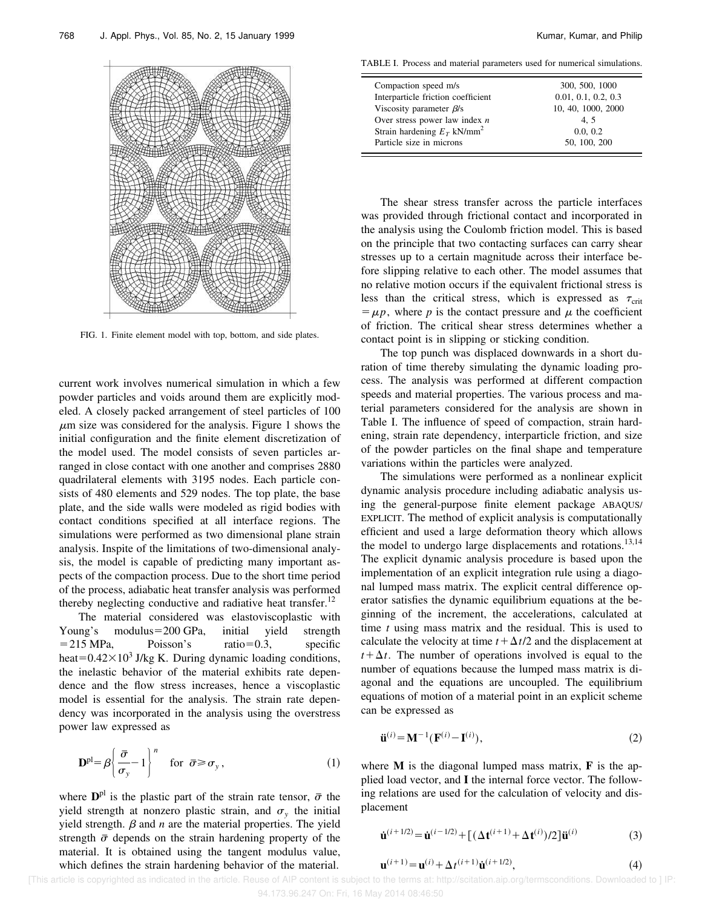FIG. 1. Finite element model with top, bottom, and side plates.

current work involves numerical simulation in which a few powder particles and voids around them are explicitly modeled. A closely packed arrangement of steel particles of 100 $\mu$m size was considered for the analysis. Figure 1 shows the initial configuration and the finite element discretization of the model used. The model consists of seven particles arranged in close contact with one another and comprises 2880 quadrilateral elements with 3195 nodes. Each particle consists of 480 elements and 529 nodes. The top plate, the base plate, and the side walls were modeled as rigid bodies with contact conditions specified at all interface regions. The simulations were performed as two dimensional plane strain analysis. Inspite of the limitations of two-dimensional analysis, the model is capable of predicting many important aspects of the compaction process. Due to the short time period of the process, adiabatic heat transfer analysis was performed thereby neglecting conductive and radiative heat transfer.[12]

The material considered was elastoviscoplastic with Young's modulus = 200 GPa, initial yield strength = 215 MPa, Poisson's ratio = 0.3, specific heat = $0.42\times10^3$ J/kg K. During dynamic loading conditions, the inelastic behavior of the material exhibits rate dependence and the flow stress increases, hence a viscoplastic model is essential for the analysis. The strain rate dependency was incorporated in the analysis using the overstress power law expressed as

$$\mathbf{D}^{\mathrm{pl}}=\beta\left\{\frac{\bar{\sigma}}{\sigma_y}-1\right\}^n \quad \text{for } \bar{\sigma}\geqslant\sigma_y, \tag{1}$$

where $\mathbf{D}^{\mathrm{pl}}$ is the plastic part of the strain rate tensor, $\bar{\sigma}$ the yield strength at nonzero plastic strain, and $\sigma_y$ the initial yield strength. $\beta$ and $n$ are the material properties. The yield strength $\bar{\sigma}$ depends on the strain hardening property of the material. It is obtained using the tangent modulus value, which defines the strain hardening behavior of the material.

TABLE I. Process and material parameters used for numerical simulations.

| Parameter | Values |
|---|---|
| Compaction speed m/s | 300, 500, 1000 |
| Interparticle friction coefficient | 0.01, 0.1, 0.2, 0.3 |
| Viscosity parameter $\beta$/s | 10, 40, 1000, 2000 |
| Over stress power law index $n$ | 4, 5 |
| Strain hardening $E_T$ kN/mm$^2$ | 0.0, 0.2 |
| Particle size in microns | 50, 100, 200 |

The shear stress transfer across the particle interfaces was provided through frictional contact and incorporated in the analysis using the Coulomb friction model. This is based on the principle that two contacting surfaces can carry shear stresses up to a certain magnitude across their interface before slipping relative to each other. The model assumes that no relative motion occurs if the equivalent frictional stress is less than the critical stress, which is expressed as $\tau_{\mathrm{crit}}=\mu p$, where $p$ is the contact pressure and $\mu$ the coefficient of friction. The critical shear stress determines whether a contact point is in slipping or sticking condition.

The top punch was displaced downwards in a short duration of time thereby simulating the dynamic loading process. The analysis was performed at different compaction speeds and material properties. The various process and material parameters considered for the analysis are shown in Table I. The influence of speed of compaction, strain hardening, strain rate dependency, interparticle friction, and size of the powder particles on the final shape and temperature variations within the particles were analyzed.

The simulations were performed as a nonlinear explicit dynamic analysis procedure including adiabatic analysis using the general-purpose finite element package ABAQUS/EXPLICIT. The method of explicit analysis is computationally efficient and used a large deformation theory which allows the model to undergo large displacements and rotations.[13,14] The explicit dynamic analysis procedure is based upon the implementation of an explicit integration rule using a diagonal lumped mass matrix. The explicit central difference operator satisfies the dynamic equilibrium equations at the beginning of the increment, the accelerations, calculated at time $t$ using mass matrix and the residual. This is used to calculate the velocity at time $t+\Delta t/2$ and the displacement at $t+\Delta t$. The number of operations involved is equal to the number of equations because the lumped mass matrix is diagonal and the equations are uncoupled. The equilibrium equations of motion of a material point in an explicit scheme can be expressed as

$$\ddot{\mathbf{u}}^{(i)}=\mathbf{M}^{-1}(\mathbf{F}^{(i)}-\mathbf{I}^{(i)}), \tag{2}$$

where $\mathbf{M}$ is the diagonal lumped mass matrix, $\mathbf{F}$ is the applied load vector, and $\mathbf{I}$ the internal force vector. The following relations are used for the calculation of velocity and displacement

$$\dot{\mathbf{u}}^{(i+1/2)}=\dot{\mathbf{u}}^{(i-1/2)}+[(\Delta\mathbf{t}^{(i+1)}+\Delta\mathbf{t}^{(i)})/2]\ddot{\mathbf{u}}^{(i)} \tag{3}$$

$$\mathbf{u}^{(i+1)}=\mathbf{u}^{(i)}+\Delta t^{(i+1)}\dot{\mathbf{u}}^{(i+1/2)}, \tag{4}$$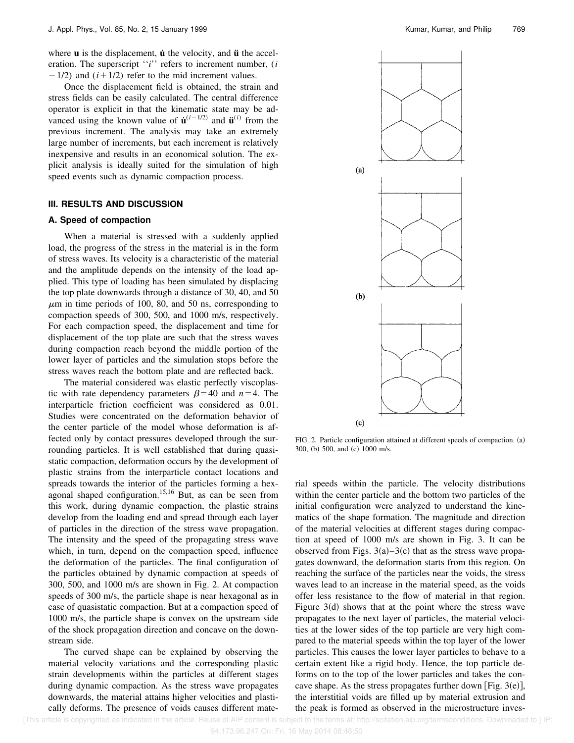where $\mathbf{u}$ is the displacement, $\dot{\mathbf{u}}$ the velocity, and $\ddot{\mathbf{u}}$ the acceleration. The superscript "$i$" refers to increment number, $(i-1/2)$ and $(i+1/2)$ refer to the mid increment values.

Once the displacement field is obtained, the strain and stress fields can be easily calculated. The central difference operator is explicit in that the kinematic state may be advanced using the known value of $\dot{\mathbf{u}}^{(i-1/2)}$ and $\ddot{\mathbf{u}}^{(i)}$ from the previous increment. The analysis may take an extremely large number of increments, but each increment is relatively inexpensive and results in an economical solution. The explicit analysis is ideally suited for the simulation of high speed events such as dynamic compaction process.

## III. RESULTS AND DISCUSSION

### A. Speed of compaction

When a material is stressed with a suddenly applied load, the progress of the stress in the material is in the form of stress waves. Its velocity is a characteristic of the material and the amplitude depends on the intensity of the load applied. This type of loading has been simulated by displacing the top plate downwards through a distance of 30, 40, and 50 $\mu$m in time periods of 100, 80, and 50 ns, corresponding to compaction speeds of 300, 500, and 1000 m/s, respectively. For each compaction speed, the displacement and time for displacement of the top plate are such that the stress waves during compaction reach beyond the middle portion of the lower layer of particles and the simulation stops before the stress waves reach the bottom plate and are reflected back.

The material considered was elastic perfectly viscoplastic with rate dependency parameters $\beta=40$ and $n=4$. The interparticle friction coefficient was considered as 0.01. Studies were concentrated on the deformation behavior of the center particle of the model whose deformation is affected only by contact pressures developed through the surrounding particles. It is well established that during quasistatic compaction, deformation occurs by the development of plastic strains from the interparticle contact locations and spreads towards the interior of the particles forming a hexagonal shaped configuration.[15,16] But, as can be seen from this work, during dynamic compaction, the plastic strains develop from the loading end and spread through each layer of particles in the direction of the stress wave propagation. The intensity and the speed of the propagating stress wave which, in turn, depend on the compaction speed, influence the deformation of the particles. The final configuration of the particles obtained by dynamic compaction at speeds of 300, 500, and 1000 m/s are shown in Fig. 2. At compaction speeds of 300 m/s, the particle shape is near hexagonal as in case of quasistatic compaction. But at a compaction speed of 1000 m/s, the particle shape is convex on the upstream side of the shock propagation direction and concave on the downstream side.

The curved shape can be explained by observing the material velocity variations and the corresponding plastic strain developments within the particles at different stages during dynamic compaction. As the stress wave propagates downwards, the material attains higher velocities and plastically deforms. The presence of voids causes different material speeds within the particle. The velocity distributions within the center particle and the bottom two particles of the initial configuration were analyzed to understand the kinematics of the shape formation. The magnitude and direction of the material velocities at different stages during compaction at speed of 1000 m/s are shown in Fig. 3. It can be observed from Figs. 3(a)–3(c) that as the stress wave propagates downward, the deformation starts from this region. On reaching the surface of the particles near the voids, the stress waves lead to an increase in the material speed, as the voids offer less resistance to the flow of material in that region. Figure 3(d) shows that at the point where the stress wave propagates to the next layer of particles, the material velocities at the lower sides of the top particle are very high compared to the material speeds within the top layer of the lower particles. This causes the lower layer particles to behave to a certain extent like a rigid body. Hence, the top particle deforms on to the top of the lower particles and takes the concave shape. As the stress propagates further down [Fig. 3(e)], the interstitial voids are filled up by material extrusion and the peak is formed as observed in the microstructure inves-

FIG. 2. Particle configuration attained at different speeds of compaction. (a) 300, (b) 500, and (c) 1000 m/s.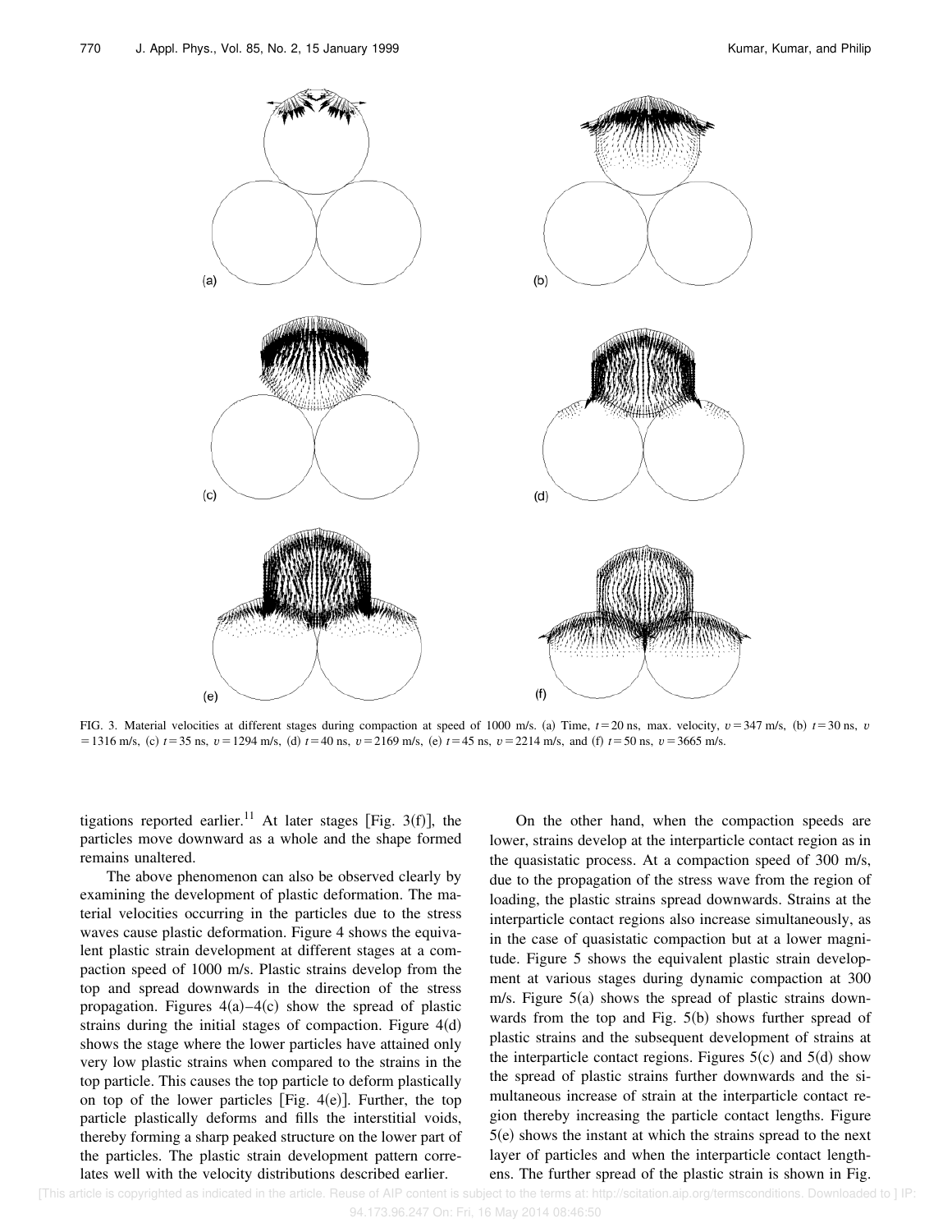FIG. 3. Material velocities at different stages during compaction at speed of 1000 m/s. (a) Time, $t=20$ ns, max. velocity, $v=347$ m/s, (b) $t=30$ ns, $v=1316$ m/s, (c) $t=35$ ns, $v=1294$ m/s, (d) $t=40$ ns, $v=2169$ m/s, (e) $t=45$ ns, $v=2214$ m/s, and (f) $t=50$ ns, $v=3665$ m/s.

tigations reported earlier.[11] At later stages [Fig. 3(f)], the particles move downward as a whole and the shape formed remains unaltered.

The above phenomenon can also be observed clearly by examining the development of plastic deformation. The material velocities occurring in the particles due to the stress waves cause plastic deformation. Figure 4 shows the equivalent plastic strain development at different stages at a compaction speed of 1000 m/s. Plastic strains develop from the top and spread downwards in the direction of the stress propagation. Figures 4(a)–4(c) show the spread of plastic strains during the initial stages of compaction. Figure 4(d) shows the stage where the lower particles have attained only very low plastic strains when compared to the strains in the top particle. This causes the top particle to deform plastically on top of the lower particles [Fig. 4(e)]. Further, the top particle plastically deforms and fills the interstitial voids, thereby forming a sharp peaked structure on the lower part of the particles. The plastic strain development pattern correlates well with the velocity distributions described earlier.

On the other hand, when the compaction speeds are lower, strains develop at the interparticle contact region as in the quasistatic process. At a compaction speed of 300 m/s, due to the propagation of the stress wave from the region of loading, the plastic strains spread downwards. Strains at the interparticle contact regions also increase simultaneously, as in the case of quasistatic compaction but at a lower magnitude. Figure 5 shows the equivalent plastic strain development at various stages during dynamic compaction at 300 m/s. Figure 5(a) shows the spread of plastic strains downwards from the top and Fig. 5(b) shows further spread of plastic strains and the subsequent development of strains at the interparticle contact regions. Figures 5(c) and 5(d) show the spread of plastic strains further downwards and the simultaneous increase of strain at the interparticle contact region thereby increasing the particle contact lengths. Figure 5(e) shows the instant at which the strains spread to the next layer of particles and when the interparticle contact lengthens. The further spread of the plastic strain is shown in Fig.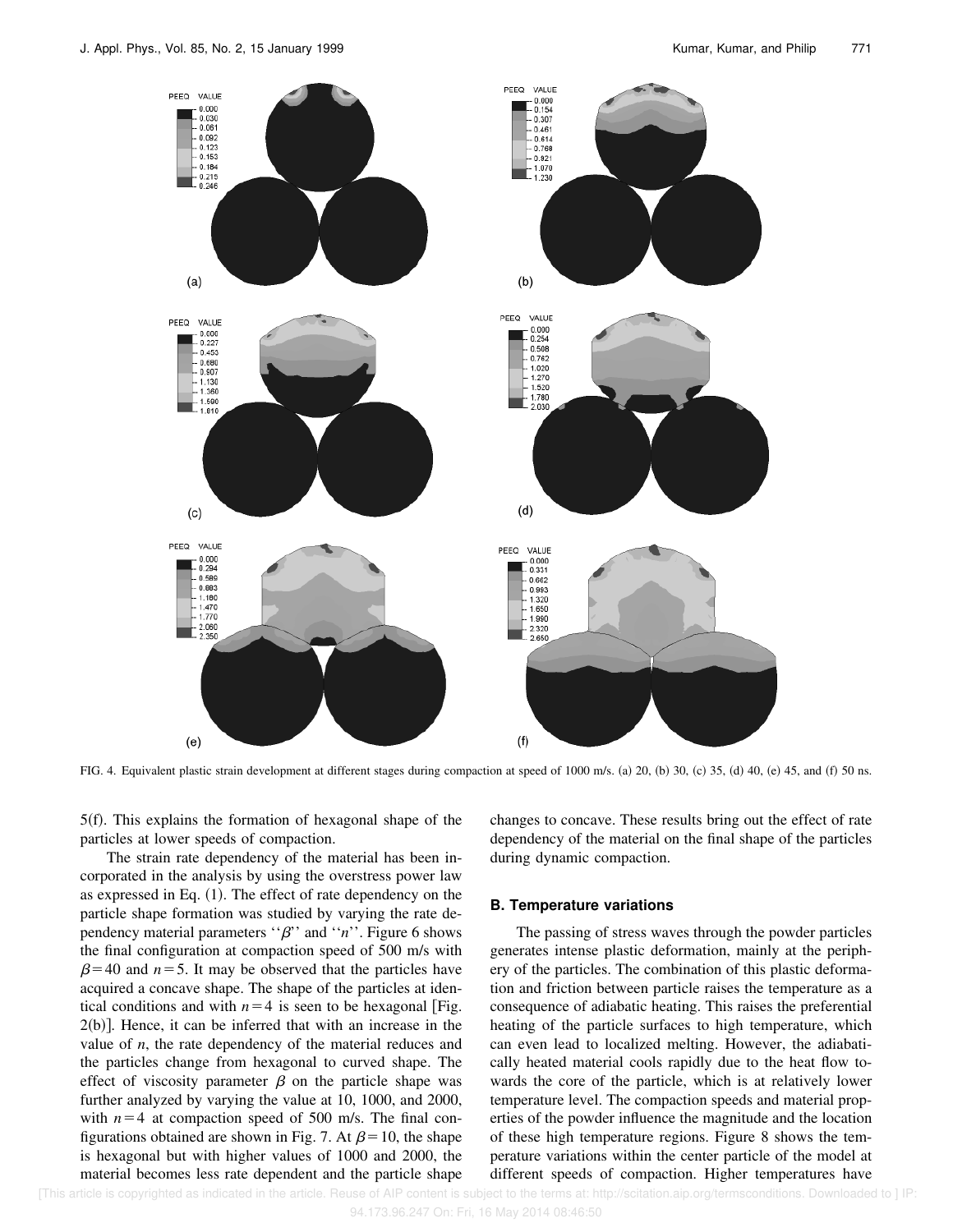FIG. 4. Equivalent plastic strain development at different stages during compaction at speed of 1000 m/s. (a) 20, (b) 30, (c) 35, (d) 40, (e) 45, and (f) 50 ns.

5(f). This explains the formation of hexagonal shape of the particles at lower speeds of compaction.

The strain rate dependency of the material has been incorporated in the analysis by using the overstress power law as expressed in Eq. (1). The effect of rate dependency on the particle shape formation was studied by varying the rate dependency material parameters "$\beta$" and "$n$". Figure 6 shows the final configuration at compaction speed of 500 m/s with $\beta = 40$ and $n = 5$. It may be observed that the particles have acquired a concave shape. The shape of the particles at identical conditions and with $n = 4$ is seen to be hexagonal [Fig. 2(b)]. Hence, it can be inferred that with an increase in the value of $n$, the rate dependency of the material reduces and the particles change from hexagonal to curved shape. The effect of viscosity parameter $\beta$ on the particle shape was further analyzed by varying the value at 10, 1000, and 2000, with $n = 4$ at compaction speed of 500 m/s. The final configurations obtained are shown in Fig. 7. At $\beta = 10$, the shape is hexagonal but with higher values of 1000 and 2000, the material becomes less rate dependent and the particle shape changes to concave. These results bring out the effect of rate dependency of the material on the final shape of the particles during dynamic compaction.

### B. Temperature variations

The passing of stress waves through the powder particles generates intense plastic deformation, mainly at the periphery of the particles. The combination of this plastic deformation and friction between particle raises the temperature as a consequence of adiabatic heating. This raises the preferential heating of the particle surfaces to high temperature, which can even lead to localized melting. However, the adiabatically heated material cools rapidly due to the heat flow towards the core of the particle, which is at relatively lower temperature level. The compaction speeds and material properties of the powder influence the magnitude and the location of these high temperature regions. Figure 8 shows the temperature variations within the center particle of the model at different speeds of compaction. Higher temperatures have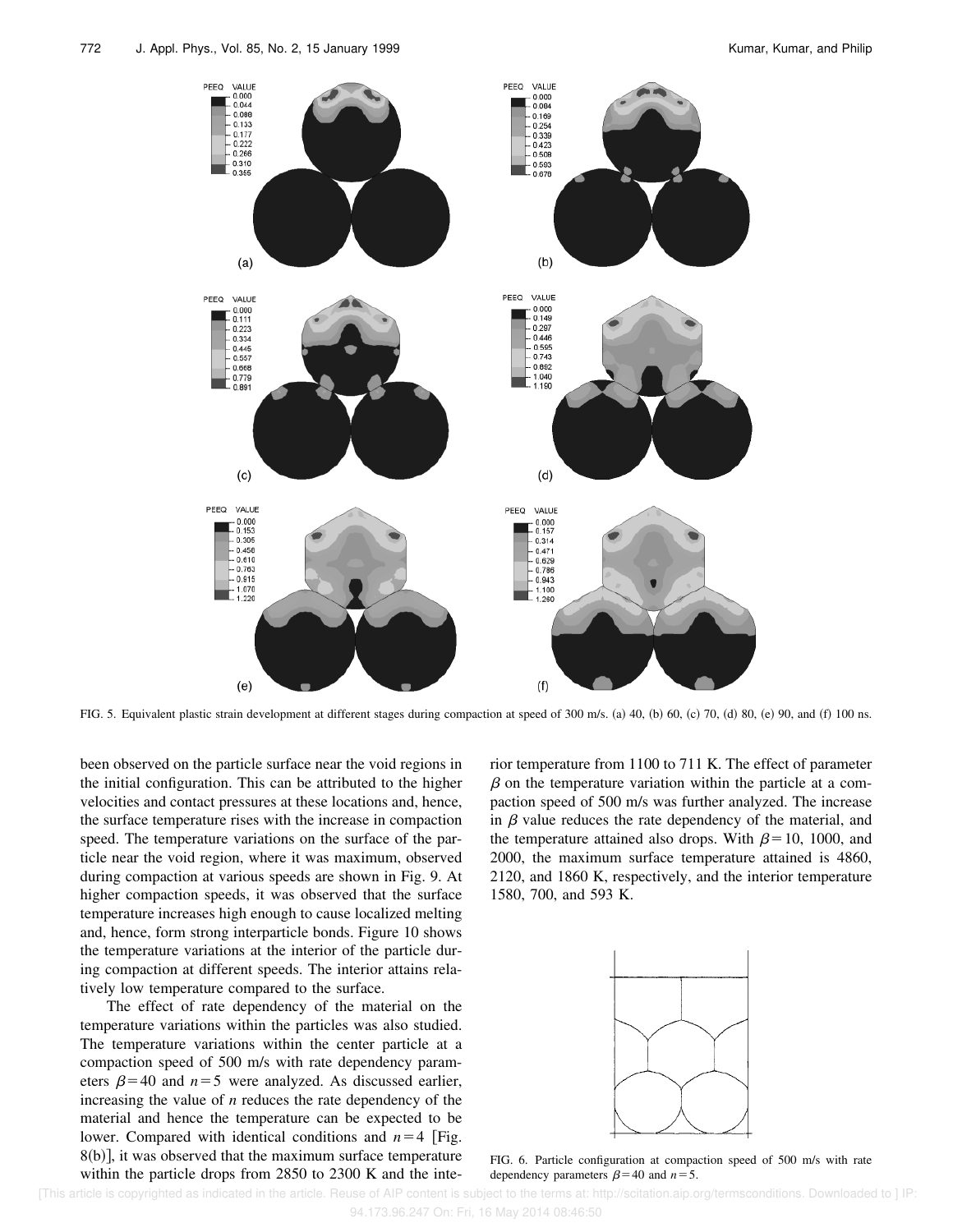FIG. 5. Equivalent plastic strain development at different stages during compaction at speed of 300 m/s. (a) 40, (b) 60, (c) 70, (d) 80, (e) 90, and (f) 100 ns.

been observed on the particle surface near the void regions in the initial configuration. This can be attributed to the higher velocities and contact pressures at these locations and, hence, the surface temperature rises with the increase in compaction speed. The temperature variations on the surface of the particle near the void region, where it was maximum, observed during compaction at various speeds are shown in Fig. 9. At higher compaction speeds, it was observed that the surface temperature increases high enough to cause localized melting and, hence, form strong interparticle bonds. Figure 10 shows the temperature variations at the interior of the particle during compaction at different speeds. The interior attains relatively low temperature compared to the surface.

The effect of rate dependency of the material on the temperature variations within the particles was also studied. The temperature variations within the center particle at a compaction speed of 500 m/s with rate dependency parameters $\beta=40$ and $n=5$ were analyzed. As discussed earlier, increasing the value of $n$ reduces the rate dependency of the material and hence the temperature can be expected to be lower. Compared with identical conditions and $n=4$ [Fig. 8(b)], it was observed that the maximum surface temperature within the particle drops from 2850 to 2300 K and the interior temperature from 1100 to 711 K. The effect of parameter $\beta$ on the temperature variation within the particle at a compaction speed of 500 m/s was further analyzed. The increase in $\beta$ value reduces the rate dependency of the material, and the temperature attained also drops. With $\beta=10$, 1000, and 2000, the maximum surface temperature attained is 4860, 2120, and 1860 K, respectively, and the interior temperature 1580, 700, and 593 K.

FIG. 6. Particle configuration at compaction speed of 500 m/s with rate dependency parameters $\beta=40$ and $n=5$.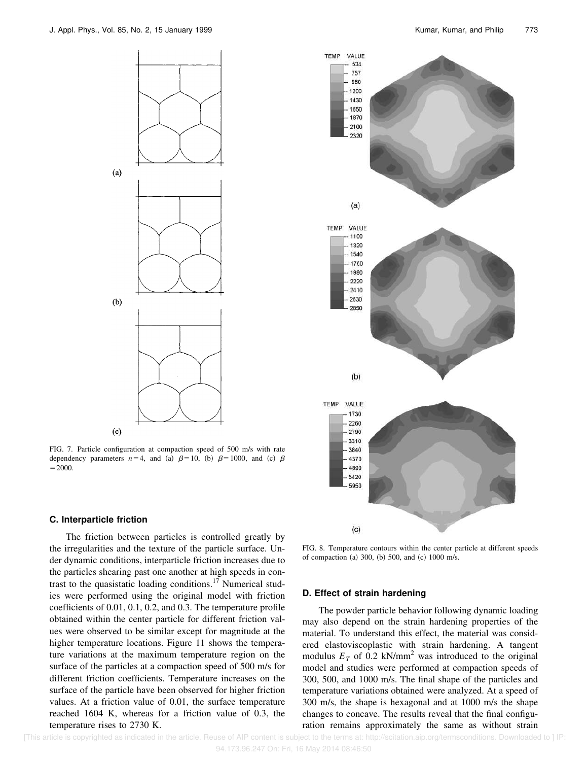FIG. 7. Particle configuration at compaction speed of 500 m/s with rate dependency parameters $n=4$, and (a) $\beta=10$, (b) $\beta=1000$, and (c) $\beta=2000$.

FIG. 8. Temperature contours within the center particle at different speeds of compaction (a) 300, (b) 500, and (c) 1000 m/s.

### C. Interparticle friction

The friction between particles is controlled greatly by the irregularities and the texture of the particle surface. Under dynamic conditions, interparticle friction increases due to the particles shearing past one another at high speeds in contrast to the quasistatic loading conditions.[17] Numerical studies were performed using the original model with friction coefficients of 0.01, 0.1, 0.2, and 0.3. The temperature profile obtained within the center particle for different friction values were observed to be similar except for magnitude at the higher temperature locations. Figure 11 shows the temperature variations at the maximum temperature region on the surface of the particles at a compaction speed of 500 m/s for different friction coefficients. Temperature increases on the surface of the particle have been observed for higher friction values. At a friction value of 0.01, the surface temperature reached 1604 K, whereas for a friction value of 0.3, the temperature rises to 2730 K.

### D. Effect of strain hardening

The powder particle behavior following dynamic loading may also depend on the strain hardening properties of the material. To understand this effect, the material was considered elastoviscoplastic with strain hardening. A tangent modulus $E_T$ of 0.2 kN/mm$^2$ was introduced to the original model and studies were performed at compaction speeds of 300, 500, and 1000 m/s. The final shape of the particles and temperature variations obtained were analyzed. At a speed of 300 m/s, the shape is hexagonal and at 1000 m/s the shape changes to concave. The results reveal that the final configuration remains approximately the same as without strain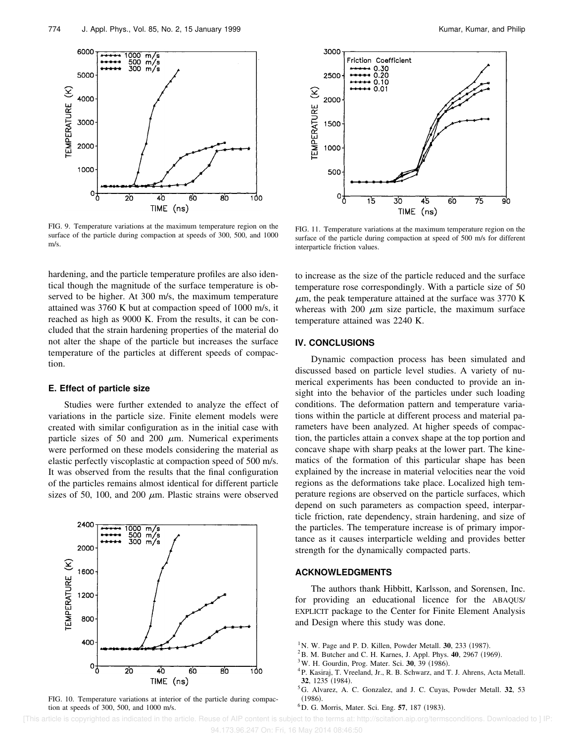FIG. 9. Temperature variations at the maximum temperature region on the surface of the particle during compaction at speeds of 300, 500, and 1000 m/s.

FIG. 11. Temperature variations at the maximum temperature region on the surface of the particle during compaction at speed of 500 m/s for different interparticle friction values.

hardening, and the particle temperature profiles are also identical though the magnitude of the surface temperature is observed to be higher. At 300 m/s, the maximum temperature attained was 3760 K but at compaction speed of 1000 m/s, it reached as high as 9000 K. From the results, it can be concluded that the strain hardening properties of the material do not alter the shape of the particle but increases the surface temperature of the particles at different speeds of compaction.

### E. Effect of particle size

Studies were further extended to analyze the effect of variations in the particle size. Finite element models were created with similar configuration as in the initial case with particle sizes of 50 and 200 $\mu$m. Numerical experiments were performed on these models considering the material as elastic perfectly viscoplastic at compaction speed of 500 m/s. It was observed from the results that the final configuration of the particles remains almost identical for different particle sizes of 50, 100, and 200 $\mu$m. Plastic strains were observed to increase as the size of the particle reduced and the surface temperature rose correspondingly. With a particle size of 50 $\mu$m, the peak temperature attained at the surface was 3770 K whereas with 200 $\mu$m size particle, the maximum surface temperature attained was 2240 K.

FIG. 10. Temperature variations at interior of the particle during compaction at speeds of 300, 500, and 1000 m/s.

## IV. CONCLUSIONS

Dynamic compaction process has been simulated and discussed based on particle level studies. A variety of numerical experiments has been conducted to provide an insight into the behavior of the particles under such loading conditions. The deformation pattern and temperature variations within the particle at different process and material parameters have been analyzed. At higher speeds of compaction, the particles attain a convex shape at the top portion and concave shape with sharp peaks at the lower part. The kinematics of the formation of this particular shape has been explained by the increase in material velocities near the void regions as the deformations take place. Localized high temperature regions are observed on the particle surfaces, which depend on such parameters as compaction speed, interparticle friction, rate dependency, strain hardening, and size of the particles. The temperature increase is of primary importance as it causes interparticle welding and provides better strength for the dynamically compacted parts.

## ACKNOWLEDGMENTS

The authors thank Hibbitt, Karlsson, and Sorensen, Inc. for providing an educational licence for the ABAQUS/EXPLICIT package to the Center for Finite Element Analysis and Design where this study was done.

[1] N. W. Page and P. D. Killen, Powder Metall. **30**, 233 (1987).
[2] B. M. Butcher and C. H. Karnes, J. Appl. Phys. **40**, 2967 (1969).
[3] W. H. Gourdin, Prog. Mater. Sci. **30**, 39 (1986).
[4] P. Kasiraj, T. Vreeland, Jr., R. B. Schwarz, and T. J. Ahrens, Acta Metall. **32**, 1235 (1984).
[5] G. Alvarez, A. C. Gonzalez, and J. C. Cuyas, Powder Metall. **32**, 53 (1986).
[6] D. G. Morris, Mater. Sci. Eng. **57**, 187 (1983).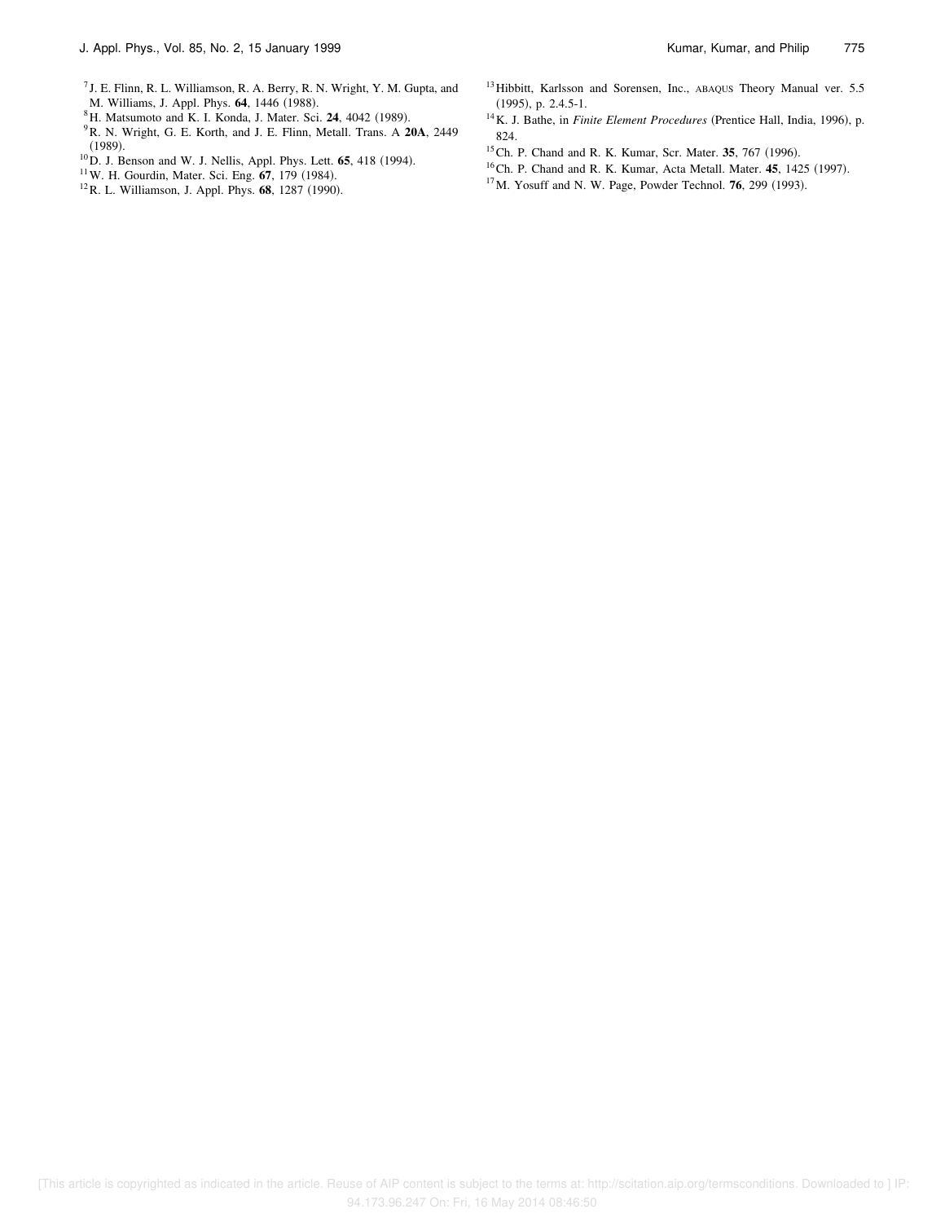[7] J. E. Flinn, R. L. Williamson, R. A. Berry, R. N. Wright, Y. M. Gupta, and M. Williams, J. Appl. Phys. **64**, 1446 (1988).

[8] H. Matsumoto and K. I. Konda, J. Mater. Sci. **24**, 4042 (1989).

[9] R. N. Wright, G. E. Korth, and J. E. Flinn, Metall. Trans. A **20A**, 2449 (1989).

[10] D. J. Benson and W. J. Nellis, Appl. Phys. Lett. **65**, 418 (1994).

[11] W. H. Gourdin, Mater. Sci. Eng. **67**, 179 (1984).

[12] R. L. Williamson, J. Appl. Phys. **68**, 1287 (1990).

[13] Hibbitt, Karlsson and Sorensen, Inc., ABAQUS Theory Manual ver. 5.5 (1995), p. 2.4.5-1.

[14] K. J. Bathe, in *Finite Element Procedures* (Prentice Hall, India, 1996), p. 824.

[15] Ch. P. Chand and R. K. Kumar, Scr. Mater. **35**, 767 (1996).

[16] Ch. P. Chand and R. K. Kumar, Acta Metall. Mater. **45**, 1425 (1997).

[17] M. Yosuff and N. W. Page, Powder Technol. **76**, 299 (1993).